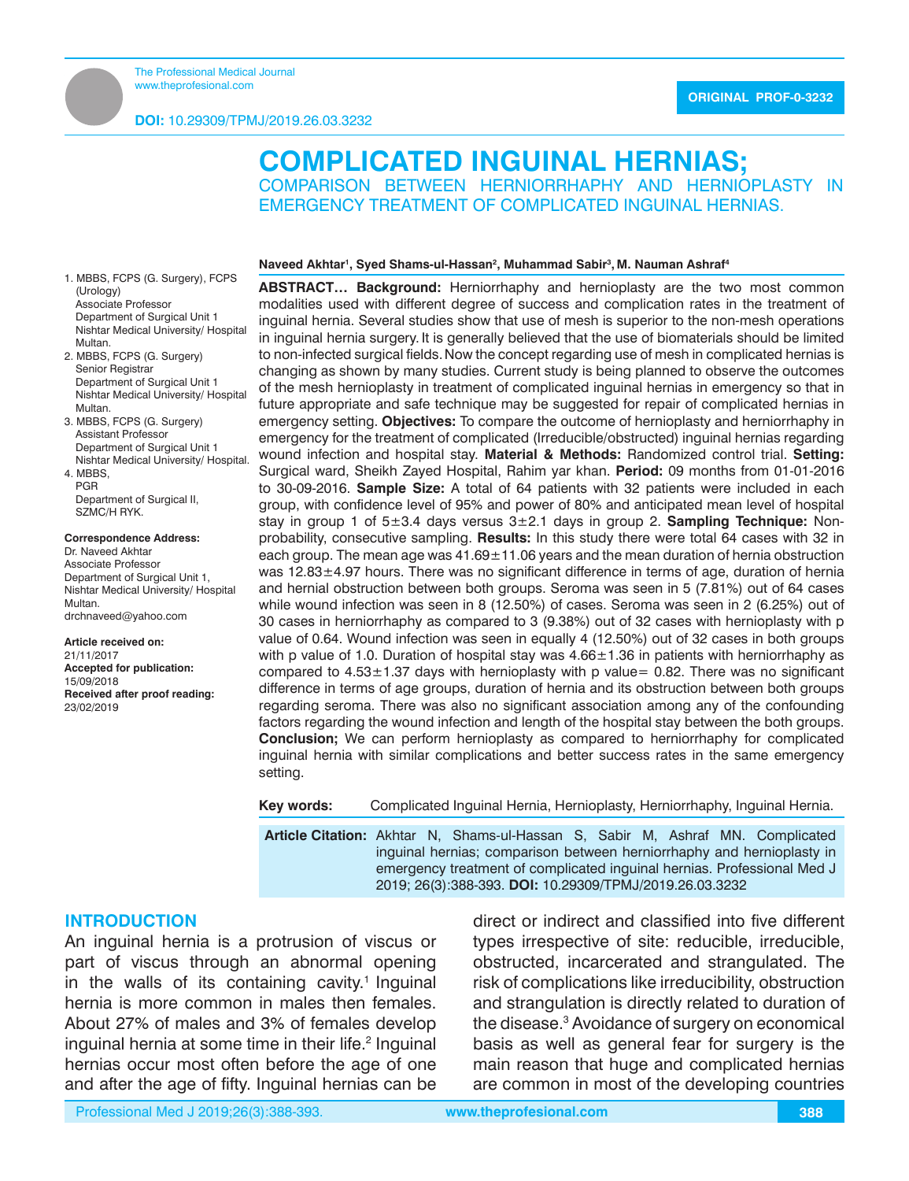The Professional Medical Journal
www.theprofesional.com

**DOI:** 10.29309/TPMJ/2019.26.03.3232

ORIGINAL PROF-0-3232

# COMPLICATED INGUINAL HERNIAS;

## COMPARISON BETWEEN HERNIORRHAPHY AND HERNIOPLASTY IN EMERGENCY TREATMENT OF COMPLICATED INGUINAL HERNIAS.

**Naveed Akhtar[1], Syed Shams-ul-Hassan[2], Muhammad Sabir[3], M. Nauman Ashraf[4]**

1. MBBS, FCPS (G. Surgery), FCPS (Urology)
   Associate Professor
   Department of Surgical Unit 1
   Nishtar Medical University/ Hospital Multan.
2. MBBS, FCPS (G. Surgery)
   Senior Registrar
   Department of Surgical Unit 1
   Nishtar Medical University/ Hospital Multan.
3. MBBS, FCPS (G. Surgery)
   Assistant Professor
   Department of Surgical Unit 1
   Nishtar Medical University/ Hospital.
4. MBBS,
   PGR
   Department of Surgical II,
   SZMC/H RYK.

**Correspondence Address:**
Dr. Naveed Akhtar
Associate Professor
Department of Surgical Unit 1,
Nishtar Medical University/ Hospital Multan.
drchnaveed@yahoo.com

**Article received on:**
21/11/2017
**Accepted for publication:**
15/09/2018
**Received after proof reading:**
23/02/2019

**ABSTRACT… Background:** Herniorrhaphy and hernioplasty are the two most common modalities used with different degree of success and complication rates in the treatment of inguinal hernia. Several studies show that use of mesh is superior to the non-mesh operations in inguinal hernia surgery. It is generally believed that the use of biomaterials should be limited to non-infected surgical fields. Now the concept regarding use of mesh in complicated hernias is changing as shown by many studies. Current study is being planned to observe the outcomes of the mesh hernioplasty in treatment of complicated inguinal hernias in emergency so that in future appropriate and safe technique may be suggested for repair of complicated hernias in emergency setting. **Objectives:** To compare the outcome of hernioplasty and herniorrhaphy in emergency for the treatment of complicated (Irreducible/obstructed) inguinal hernias regarding wound infection and hospital stay. **Material & Methods:** Randomized control trial. **Setting:** Surgical ward, Sheikh Zayed Hospital, Rahim yar khan. **Period:** 09 months from 01-01-2016 to 30-09-2016. **Sample Size:** A total of 64 patients with 32 patients were included in each group, with confidence level of 95% and power of 80% and anticipated mean level of hospital stay in group 1 of 5±3.4 days versus 3±2.1 days in group 2. **Sampling Technique:** Non-probability, consecutive sampling. **Results:** In this study there were total 64 cases with 32 in each group. The mean age was 41.69±11.06 years and the mean duration of hernia obstruction was 12.83±4.97 hours. There was no significant difference in terms of age, duration of hernia and hernial obstruction between both groups. Seroma was seen in 5 (7.81%) out of 64 cases while wound infection was seen in 8 (12.50%) of cases. Seroma was seen in 2 (6.25%) out of 30 cases in herniorrhaphy as compared to 3 (9.38%) out of 32 cases with hernioplasty with p value of 0.64. Wound infection was seen in equally 4 (12.50%) out of 32 cases in both groups with p value of 1.0. Duration of hospital stay was 4.66±1.36 in patients with herniorrhaphy as compared to 4.53±1.37 days with hernioplasty with p value= 0.82. There was no significant difference in terms of age groups, duration of hernia and its obstruction between both groups regarding seroma. There was also no significant association among any of the confounding factors regarding the wound infection and length of the hospital stay between the both groups. **Conclusion;** We can perform hernioplasty as compared to herniorrhaphy for complicated inguinal hernia with similar complications and better success rates in the same emergency setting.

**Key words:** Complicated Inguinal Hernia, Hernioplasty, Herniorrhaphy, Inguinal Hernia.

**Article Citation:** Akhtar N, Shams-ul-Hassan S, Sabir M, Ashraf MN. Complicated inguinal hernias; comparison between herniorrhaphy and hernioplasty in emergency treatment of complicated inguinal hernias. Professional Med J 2019; 26(3):388-393. **DOI:** 10.29309/TPMJ/2019.26.03.3232

## INTRODUCTION

An inguinal hernia is a protrusion of viscus or part of viscus through an abnormal opening in the walls of its containing cavity.[1] Inguinal hernia is more common in males then females. About 27% of males and 3% of females develop inguinal hernia at some time in their life.[2] Inguinal hernias occur most often before the age of one and after the age of fifty. Inguinal hernias can be direct or indirect and classified into five different types irrespective of site: reducible, irreducible, obstructed, incarcerated and strangulated. The risk of complications like irreducibility, obstruction and strangulation is directly related to duration of the disease.[3] Avoidance of surgery on economical basis as well as general fear for surgery is the main reason that huge and complicated hernias are common in most of the developing countries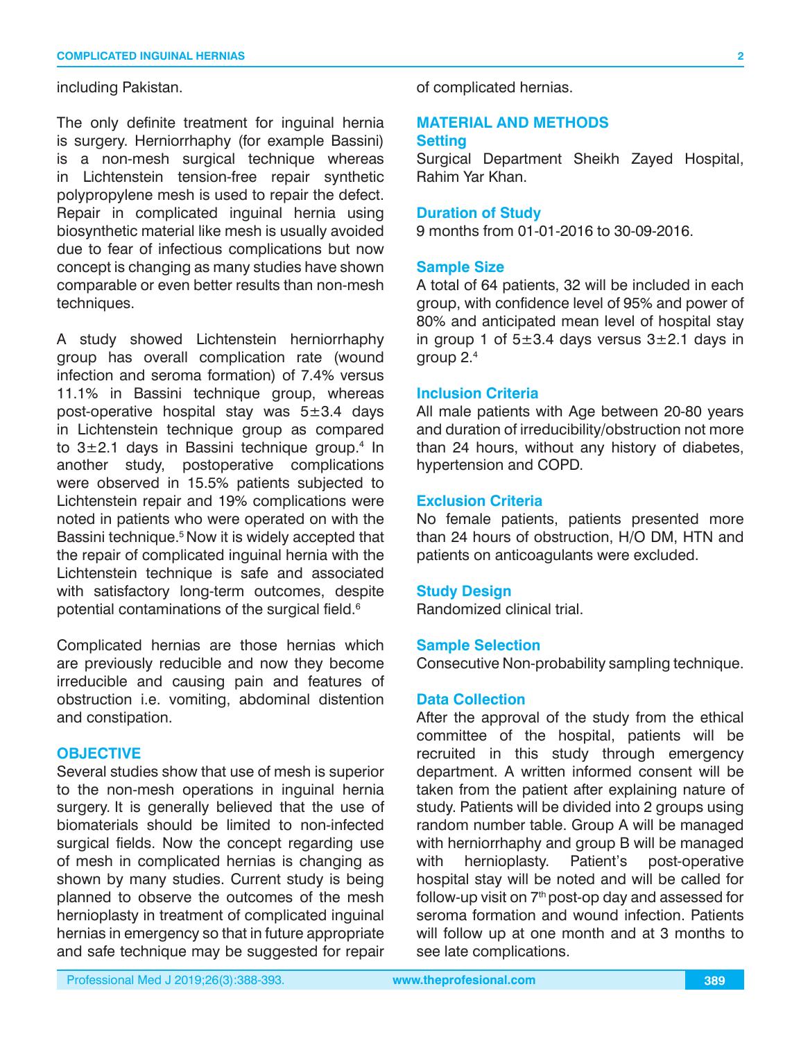including Pakistan.

The only definite treatment for inguinal hernia is surgery. Herniorrhaphy (for example Bassini) is a non-mesh surgical technique whereas in Lichtenstein tension-free repair synthetic polypropylene mesh is used to repair the defect. Repair in complicated inguinal hernia using biosynthetic material like mesh is usually avoided due to fear of infectious complications but now concept is changing as many studies have shown comparable or even better results than non-mesh techniques.

A study showed Lichtenstein herniorrhaphy group has overall complication rate (wound infection and seroma formation) of 7.4% versus 11.1% in Bassini technique group, whereas post-operative hospital stay was 5±3.4 days in Lichtenstein technique group as compared to 3±2.1 days in Bassini technique group.[4] In another study, postoperative complications were observed in 15.5% patients subjected to Lichtenstein repair and 19% complications were noted in patients who were operated on with the Bassini technique.[5] Now it is widely accepted that the repair of complicated inguinal hernia with the Lichtenstein technique is safe and associated with satisfactory long-term outcomes, despite potential contaminations of the surgical field.[6]

Complicated hernias are those hernias which are previously reducible and now they become irreducible and causing pain and features of obstruction i.e. vomiting, abdominal distention and constipation.

## OBJECTIVE

Several studies show that use of mesh is superior to the non-mesh operations in inguinal hernia surgery. It is generally believed that the use of biomaterials should be limited to non-infected surgical fields. Now the concept regarding use of mesh in complicated hernias is changing as shown by many studies. Current study is being planned to observe the outcomes of the mesh hernioplasty in treatment of complicated inguinal hernias in emergency so that in future appropriate and safe technique may be suggested for repair of complicated hernias.

## MATERIAL AND METHODS

### Setting

Surgical Department Sheikh Zayed Hospital, Rahim Yar Khan.

### Duration of Study

9 months from 01-01-2016 to 30-09-2016.

### Sample Size

A total of 64 patients, 32 will be included in each group, with confidence level of 95% and power of 80% and anticipated mean level of hospital stay in group 1 of 5±3.4 days versus 3±2.1 days in group 2.[4]

### Inclusion Criteria

All male patients with Age between 20-80 years and duration of irreducibility/obstruction not more than 24 hours, without any history of diabetes, hypertension and COPD.

### Exclusion Criteria

No female patients, patients presented more than 24 hours of obstruction, H/O DM, HTN and patients on anticoagulants were excluded.

### Study Design

Randomized clinical trial.

### Sample Selection

Consecutive Non-probability sampling technique.

### Data Collection

After the approval of the study from the ethical committee of the hospital, patients will be recruited in this study through emergency department. A written informed consent will be taken from the patient after explaining nature of study. Patients will be divided into 2 groups using random number table. Group A will be managed with herniorrhaphy and group B will be managed with hernioplasty. Patient's post-operative hospital stay will be noted and will be called for follow-up visit on 7th post-op day and assessed for seroma formation and wound infection. Patients will follow up at one month and at 3 months to see late complications.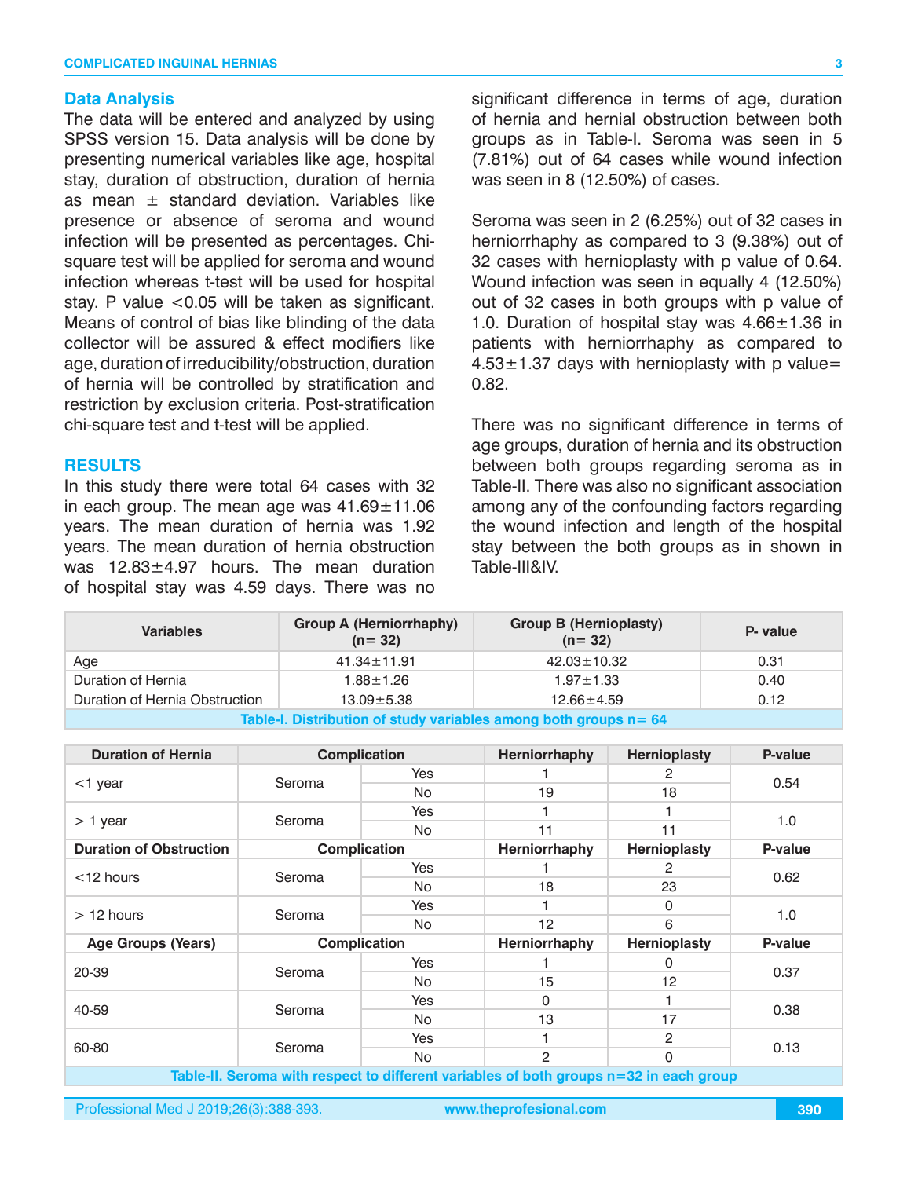## Data Analysis

The data will be entered and analyzed by using SPSS version 15. Data analysis will be done by presenting numerical variables like age, hospital stay, duration of obstruction, duration of hernia as mean ± standard deviation. Variables like presence or absence of seroma and wound infection will be presented as percentages. Chi-square test will be applied for seroma and wound infection whereas t-test will be used for hospital stay. P value <0.05 will be taken as significant. Means of control of bias like blinding of the data collector will be assured & effect modifiers like age, duration of irreducibility/obstruction, duration of hernia will be controlled by stratification and restriction by exclusion criteria. Post-stratification chi-square test and t-test will be applied.

## RESULTS

In this study there were total 64 cases with 32 in each group. The mean age was 41.69±11.06 years. The mean duration of hernia was 1.92 years. The mean duration of hernia obstruction was 12.83±4.97 hours. The mean duration of hospital stay was 4.59 days. There was no significant difference in terms of age, duration of hernia and hernial obstruction between both groups as in Table-I. Seroma was seen in 5 (7.81%) out of 64 cases while wound infection was seen in 8 (12.50%) of cases.

Seroma was seen in 2 (6.25%) out of 32 cases in herniorrhaphy as compared to 3 (9.38%) out of 32 cases with hernioplasty with p value of 0.64. Wound infection was seen in equally 4 (12.50%) out of 32 cases in both groups with p value of 1.0. Duration of hospital stay was 4.66±1.36 in patients with herniorrhaphy as compared to 4.53±1.37 days with hernioplasty with p value= 0.82.

There was no significant difference in terms of age groups, duration of hernia and its obstruction between both groups regarding seroma as in Table-II. There was also no significant association among any of the confounding factors regarding the wound infection and length of the hospital stay between the both groups as in shown in Table-III&IV.

| Variables | Group A (Herniorrhaphy) (n= 32) | Group B (Hernioplasty) (n= 32) | P- value |
|---|---|---|---|
| Age | 41.34±11.91 | 42.03±10.32 | 0.31 |
| Duration of Hernia | 1.88±1.26 | 1.97±1.33 | 0.40 |
| Duration of Hernia Obstruction | 13.09±5.38 | 12.66±4.59 | 0.12 |

Table-I. Distribution of study variables among both groups n= 64

| Duration of Hernia | Complication | | Herniorrhaphy | Hernioplasty | P-value |
|---|---|---|---|---|---|
| <1 year | Seroma | Yes | 1 | 2 | 0.54 |
| | | No | 19 | 18 | |
| > 1 year | Seroma | Yes | 1 | 1 | 1.0 |
| | | No | 11 | 11 | |
| **Duration of Obstruction** | **Complication** | | **Herniorrhaphy** | **Hernioplasty** | **P-value** |
| <12 hours | Seroma | Yes | 1 | 2 | 0.62 |
| | | No | 18 | 23 | |
| > 12 hours | Seroma | Yes | 1 | 0 | 1.0 |
| | | No | 12 | 6 | |
| **Age Groups (Years)** | **Complication** | | **Herniorrhaphy** | **Hernioplasty** | **P-value** |
| 20-39 | Seroma | Yes | 1 | 0 | 0.37 |
| | | No | 15 | 12 | |
| 40-59 | Seroma | Yes | 0 | 1 | 0.38 |
| | | No | 13 | 17 | |
| 60-80 | Seroma | Yes | 1 | 2 | 0.13 |
| | | No | 2 | 0 | |

Table-II. Seroma with respect to different variables of both groups n=32 in each group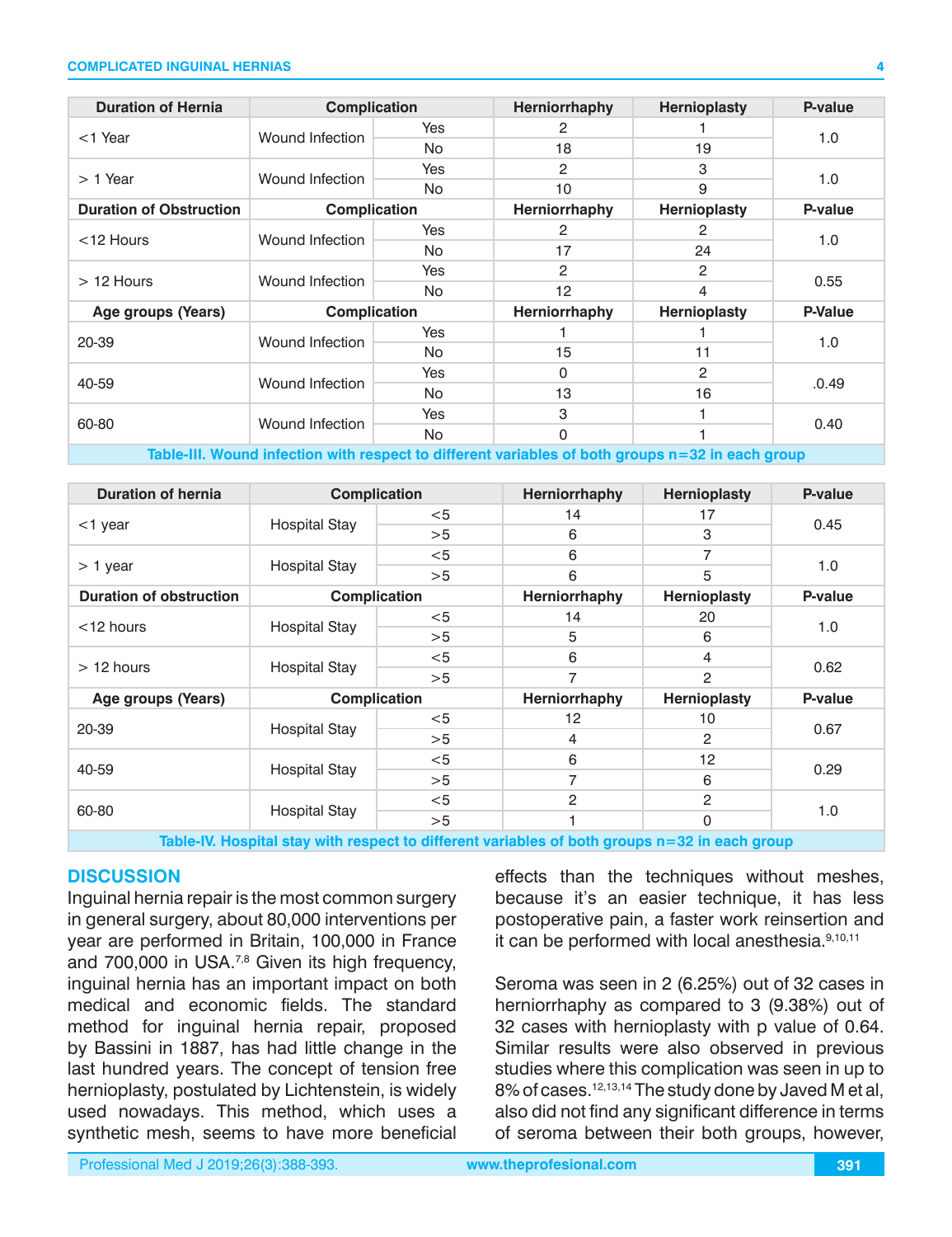| Duration of Hernia | Complication | | Herniorrhaphy | Hernioplasty | P-value |
|---|---|---|---|---|---|
| <1 Year | Wound Infection | Yes | 2 | 1 | 1.0 |
| | | No | 18 | 19 | |
| > 1 Year | Wound Infection | Yes | 2 | 3 | 1.0 |
| | | No | 10 | 9 | |
| **Duration of Obstruction** | **Complication** | | **Herniorrhaphy** | **Hernioplasty** | **P-value** |
| <12 Hours | Wound Infection | Yes | 2 | 2 | 1.0 |
| | | No | 17 | 24 | |
| > 12 Hours | Wound Infection | Yes | 2 | 2 | 0.55 |
| | | No | 12 | 4 | |
| **Age groups (Years)** | **Complication** | | **Herniorrhaphy** | **Hernioplasty** | **P-Value** |
| 20-39 | Wound Infection | Yes | 1 | 1 | 1.0 |
| | | No | 15 | 11 | |
| 40-59 | Wound Infection | Yes | 0 | 2 | .0.49 |
| | | No | 13 | 16 | |
| 60-80 | Wound Infection | Yes | 3 | 1 | 0.40 |
| | | No | 0 | 1 | |

Table-III. Wound infection with respect to different variables of both groups n=32 in each group

| Duration of hernia | Complication | | Herniorrhaphy | Hernioplasty | P-value |
|---|---|---|---|---|---|
| <1 year | Hospital Stay | <5 | 14 | 17 | 0.45 |
| | | >5 | 6 | 3 | |
| > 1 year | Hospital Stay | <5 | 6 | 7 | 1.0 |
| | | >5 | 6 | 5 | |
| **Duration of obstruction** | **Complication** | | **Herniorrhaphy** | **Hernioplasty** | **P-value** |
| <12 hours | Hospital Stay | <5 | 14 | 20 | 1.0 |
| | | >5 | 5 | 6 | |
| > 12 hours | Hospital Stay | <5 | 6 | 4 | 0.62 |
| | | >5 | 7 | 2 | |
| **Age groups (Years)** | **Complication** | | **Herniorrhaphy** | **Hernioplasty** | **P-value** |
| 20-39 | Hospital Stay | <5 | 12 | 10 | 0.67 |
| | | >5 | 4 | 2 | |
| 40-59 | Hospital Stay | <5 | 6 | 12 | 0.29 |
| | | >5 | 7 | 6 | |
| 60-80 | Hospital Stay | <5 | 2 | 2 | 1.0 |
| | | >5 | 1 | 0 | |

Table-IV. Hospital stay with respect to different variables of both groups n=32 in each group

## DISCUSSION

Inguinal hernia repair is the most common surgery in general surgery, about 80,000 interventions per year are performed in Britain, 100,000 in France and 700,000 in USA.[7,8] Given its high frequency, inguinal hernia has an important impact on both medical and economic fields. The standard method for inguinal hernia repair, proposed by Bassini in 1887, has had little change in the last hundred years. The concept of tension free hernioplasty, postulated by Lichtenstein, is widely used nowadays. This method, which uses a synthetic mesh, seems to have more beneficial effects than the techniques without meshes, because it's an easier technique, it has less postoperative pain, a faster work reinsertion and it can be performed with local anesthesia.[9,10,11]

Seroma was seen in 2 (6.25%) out of 32 cases in herniorrhaphy as compared to 3 (9.38%) out of 32 cases with hernioplasty with p value of 0.64. Similar results were also observed in previous studies where this complication was seen in up to 8% of cases.[12,13,14] The study done by Javed M et al, also did not find any significant difference in terms of seroma between their both groups, however,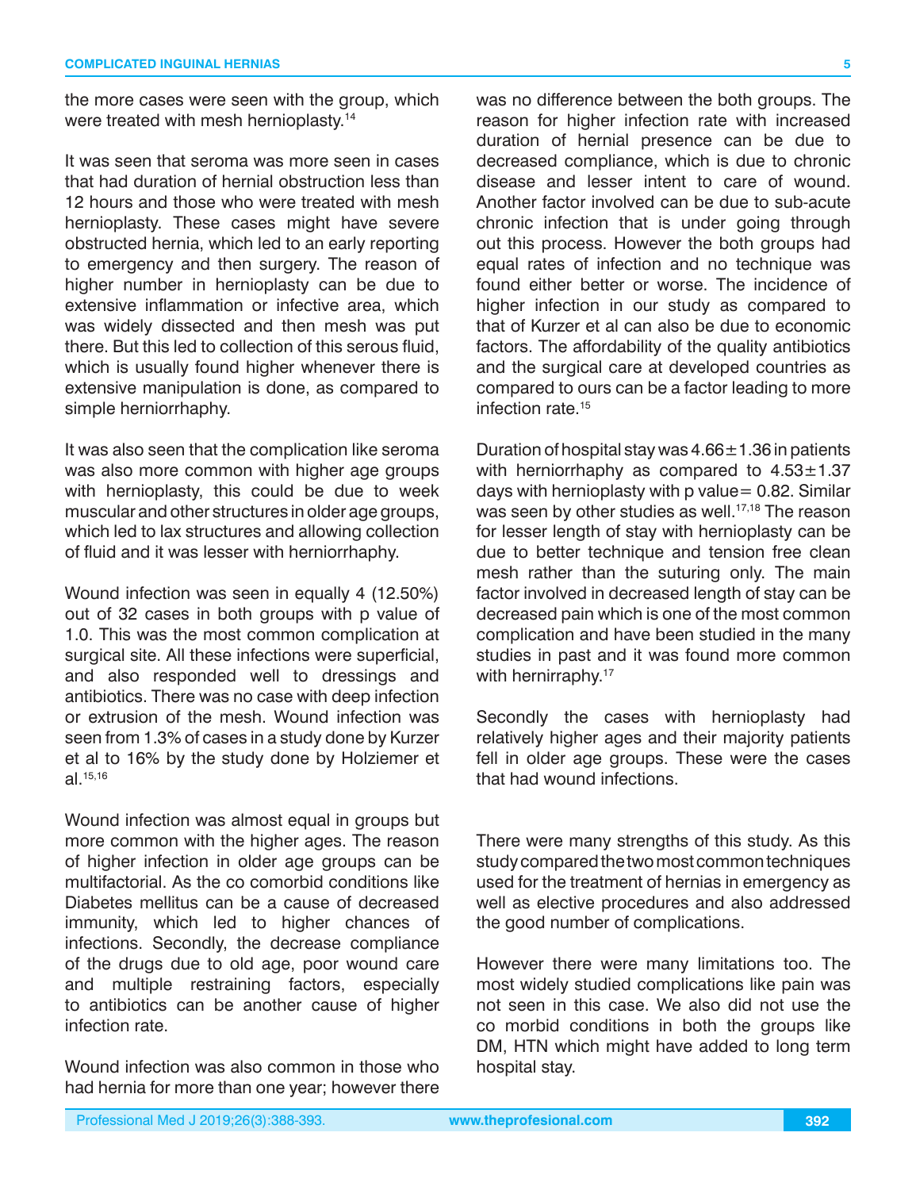the more cases were seen with the group, which were treated with mesh hernioplasty.[14]

It was seen that seroma was more seen in cases that had duration of hernial obstruction less than 12 hours and those who were treated with mesh hernioplasty. These cases might have severe obstructed hernia, which led to an early reporting to emergency and then surgery. The reason of higher number in hernioplasty can be due to extensive inflammation or infective area, which was widely dissected and then mesh was put there. But this led to collection of this serous fluid, which is usually found higher whenever there is extensive manipulation is done, as compared to simple herniorrhaphy.

It was also seen that the complication like seroma was also more common with higher age groups with hernioplasty, this could be due to week muscular and other structures in older age groups, which led to lax structures and allowing collection of fluid and it was lesser with herniorrhaphy.

Wound infection was seen in equally 4 (12.50%) out of 32 cases in both groups with p value of 1.0. This was the most common complication at surgical site. All these infections were superficial, and also responded well to dressings and antibiotics. There was no case with deep infection or extrusion of the mesh. Wound infection was seen from 1.3% of cases in a study done by Kurzer et al to 16% by the study done by Holziemer et al.[15,16]

Wound infection was almost equal in groups but more common with the higher ages. The reason of higher infection in older age groups can be multifactorial. As the co comorbid conditions like Diabetes mellitus can be a cause of decreased immunity, which led to higher chances of infections. Secondly, the decrease compliance of the drugs due to old age, poor wound care and multiple restraining factors, especially to antibiotics can be another cause of higher infection rate.

Wound infection was also common in those who had hernia for more than one year; however there was no difference between the both groups. The reason for higher infection rate with increased duration of hernial presence can be due to decreased compliance, which is due to chronic disease and lesser intent to care of wound. Another factor involved can be due to sub-acute chronic infection that is under going through out this process. However the both groups had equal rates of infection and no technique was found either better or worse. The incidence of higher infection in our study as compared to that of Kurzer et al can also be due to economic factors. The affordability of the quality antibiotics and the surgical care at developed countries as compared to ours can be a factor leading to more infection rate.[15]

Duration of hospital stay was 4.66±1.36 in patients with herniorrhaphy as compared to 4.53±1.37 days with hernioplasty with p value= 0.82. Similar was seen by other studies as well.[17,18] The reason for lesser length of stay with hernioplasty can be due to better technique and tension free clean mesh rather than the suturing only. The main factor involved in decreased length of stay can be decreased pain which is one of the most common complication and have been studied in the many studies in past and it was found more common with hernirraphy.[17]

Secondly the cases with hernioplasty had relatively higher ages and their majority patients fell in older age groups. These were the cases that had wound infections.

There were many strengths of this study. As this study compared the two most common techniques used for the treatment of hernias in emergency as well as elective procedures and also addressed the good number of complications.

However there were many limitations too. The most widely studied complications like pain was not seen in this case. We also did not use the co morbid conditions in both the groups like DM, HTN which might have added to long term hospital stay.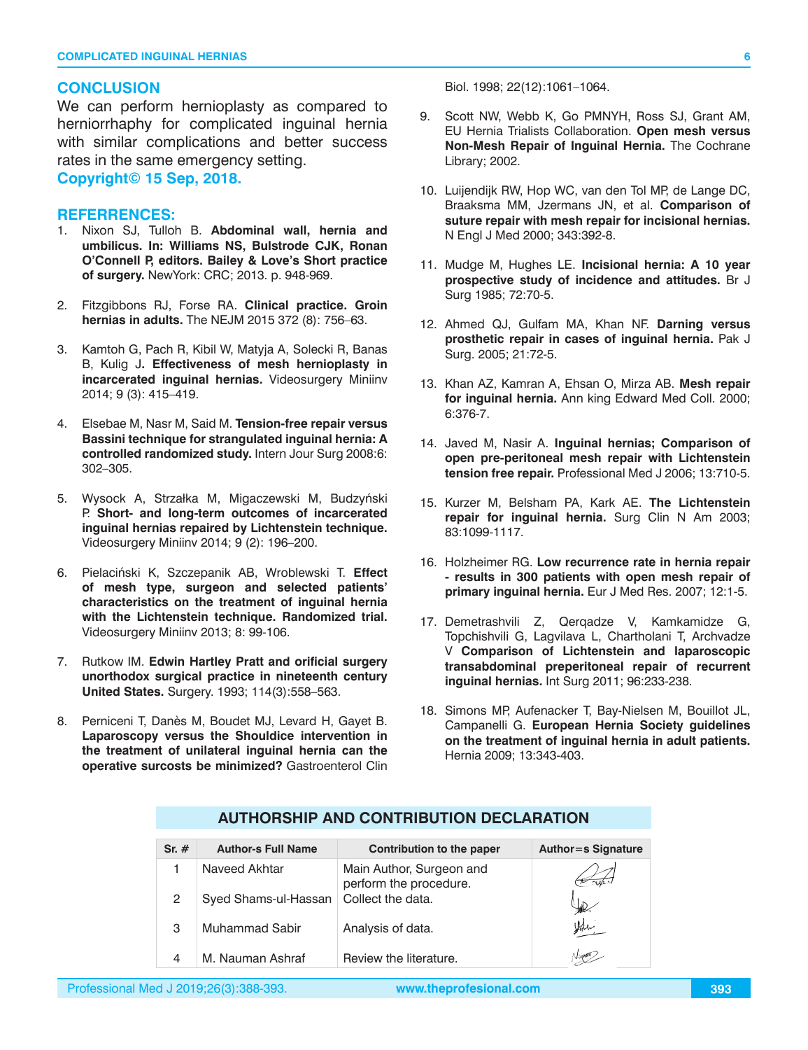## CONCLUSION

We can perform hernioplasty as compared to herniorrhaphy for complicated inguinal hernia with similar complications and better success rates in the same emergency setting.

**Copyright© 15 Sep, 2018.**

## REFERRENCES:

1. Nixon SJ, Tulloh B. **Abdominal wall, hernia and umbilicus. In: Williams NS, Bulstrode CJK, Ronan O'Connell P, editors. Bailey & Love's Short practice of surgery.** NewYork: CRC; 2013. p. 948-969.
2. Fitzgibbons RJ, Forse RA. **Clinical practice. Groin hernias in adults.** The NEJM 2015 372 (8): 756–63.
3. Kamtoh G, Pach R, Kibil W, Matyja A, Solecki R, Banas B, Kulig J**. Effectiveness of mesh hernioplasty in incarcerated inguinal hernias.** Videosurgery Miniinv 2014; 9 (3): 415–419.
4. Elsebae M, Nasr M, Said M. **Tension-free repair versus Bassini technique for strangulated inguinal hernia: A controlled randomized study.** Intern Jour Surg 2008:6: 302–305.
5. Wysock A, Strzałka M, Migaczewski M, Budzyński P. **Short- and long-term outcomes of incarcerated inguinal hernias repaired by Lichtenstein technique.** Videosurgery Miniinv 2014; 9 (2): 196–200.
6. Pielaciński K, Szczepanik AB, Wroblewski T. **Effect of mesh type, surgeon and selected patients' characteristics on the treatment of inguinal hernia with the Lichtenstein technique. Randomized trial.** Videosurgery Miniinv 2013; 8: 99-106.
7. Rutkow IM. **Edwin Hartley Pratt and orificial surgery unorthodox surgical practice in nineteenth century United States.** Surgery. 1993; 114(3):558–563.
8. Perniceni T, Danès M, Boudet MJ, Levard H, Gayet B. **Laparoscopy versus the Shouldice intervention in the treatment of unilateral inguinal hernia can the operative surcosts be minimized?** Gastroenterol Clin Biol. 1998; 22(12):1061–1064.
9. Scott NW, Webb K, Go PMNYH, Ross SJ, Grant AM, EU Hernia Trialists Collaboration. **Open mesh versus Non-Mesh Repair of Inguinal Hernia.** The Cochrane Library; 2002.
10. Luijendijk RW, Hop WC, van den Tol MP, de Lange DC, Braaksma MM, Jzermans JN, et al. **Comparison of suture repair with mesh repair for incisional hernias.** N Engl J Med 2000; 343:392-8.
11. Mudge M, Hughes LE. **Incisional hernia: A 10 year prospective study of incidence and attitudes.** Br J Surg 1985; 72:70-5.
12. Ahmed QJ, Gulfam MA, Khan NF. **Darning versus prosthetic repair in cases of inguinal hernia.** Pak J Surg. 2005; 21:72-5.
13. Khan AZ, Kamran A, Ehsan O, Mirza AB. **Mesh repair for inguinal hernia.** Ann king Edward Med Coll. 2000; 6:376-7.
14. Javed M, Nasir A. **Inguinal hernias; Comparison of open pre-peritoneal mesh repair with Lichtenstein tension free repair.** Professional Med J 2006; 13:710-5.
15. Kurzer M, Belsham PA, Kark AE. **The Lichtenstein repair for inguinal hernia.** Surg Clin N Am 2003; 83:1099-1117.
16. Holzheimer RG. **Low recurrence rate in hernia repair - results in 300 patients with open mesh repair of primary inguinal hernia.** Eur J Med Res. 2007; 12:1-5.
17. Demetrashvili Z, Qerqadze V, Kamkamidze G, Topchishvili G, Lagvilava L, Chartholani T, Archvadze V **Comparison of Lichtenstein and laparoscopic transabdominal preperitoneal repair of recurrent inguinal hernias.** Int Surg 2011; 96:233-238.
18. Simons MP, Aufenacker T, Bay-Nielsen M, Bouillot JL, Campanelli G. **European Hernia Society guidelines on the treatment of inguinal hernia in adult patients.** Hernia 2009; 13:343-403.

### AUTHORSHIP AND CONTRIBUTION DECLARATION

| Sr. # | Author-s Full Name | Contribution to the paper | Author=s Signature |
|---|---|---|---|
| 1 | Naveed Akhtar | Main Author, Surgeon and perform the procedure. | |
| 2 | Syed Shams-ul-Hassan | Collect the data. | |
| 3 | Muhammad Sabir | Analysis of data. | |
| 4 | M. Nauman Ashraf | Review the literature. | |